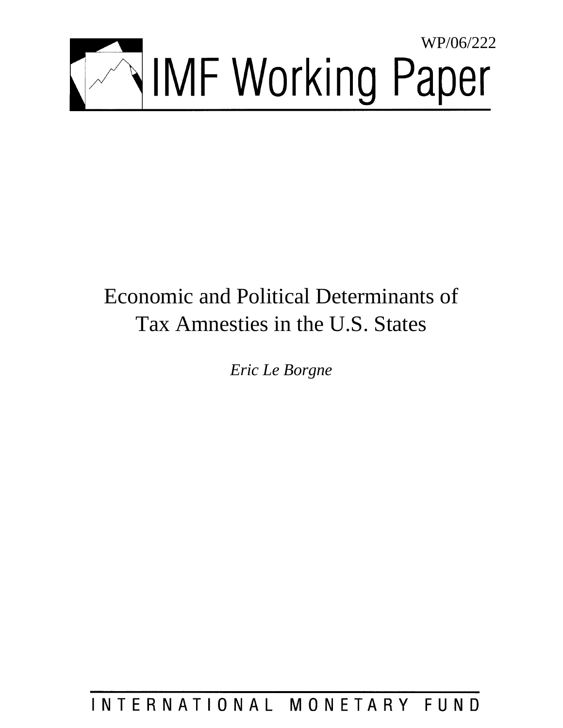WP/06/222

# IMF Working Paper

# Economic and Political Determinants of Tax Amnesties in the U.S. States

*Eric Le Borgne*

INTERNATIONAL MONETARY FUND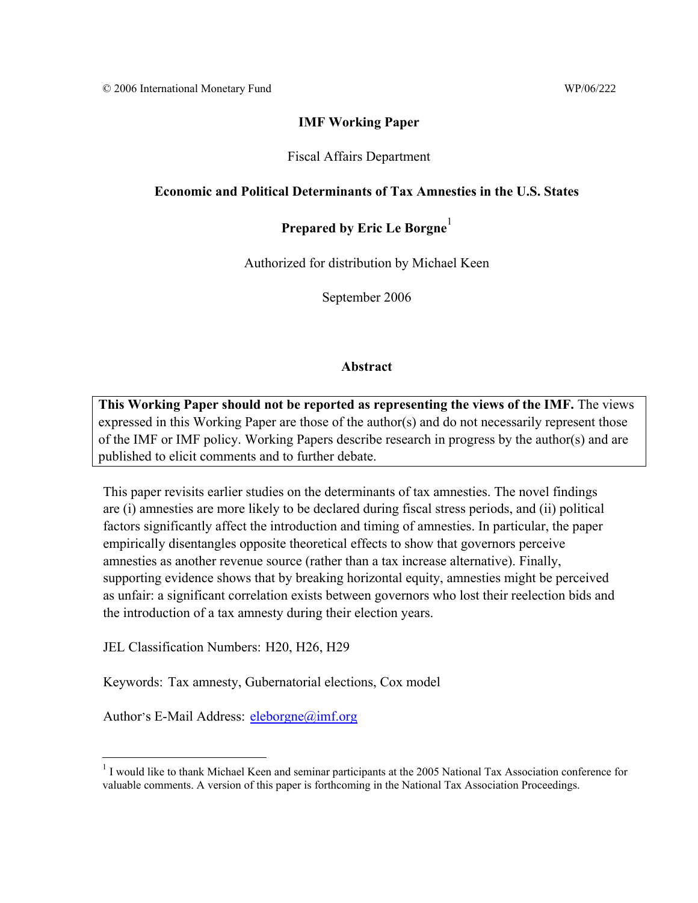© 2006 International Monetary Fund WP/06/222

**IMF Working Paper**

Fiscal Affairs Department

**Economic and Political Determinants of Tax Amnesties in the U.S. States**

**Prepared by Eric Le Borgne**[1]

Authorized for distribution by Michael Keen

September 2006

**Abstract**

**This Working Paper should not be reported as representing the views of the IMF.** The views expressed in this Working Paper are those of the author(s) and do not necessarily represent those of the IMF or IMF policy. Working Papers describe research in progress by the author(s) and are published to elicit comments and to further debate.

This paper revisits earlier studies on the determinants of tax amnesties. The novel findings are (i) amnesties are more likely to be declared during fiscal stress periods, and (ii) political factors significantly affect the introduction and timing of amnesties. In particular, the paper empirically disentangles opposite theoretical effects to show that governors perceive amnesties as another revenue source (rather than a tax increase alternative). Finally, supporting evidence shows that by breaking horizontal equity, amnesties might be perceived as unfair: a significant correlation exists between governors who lost their reelection bids and the introduction of a tax amnesty during their election years.

JEL Classification Numbers: H20, H26, H29

Keywords: Tax amnesty, Gubernatorial elections, Cox model

Author's E-Mail Address: eleborgne@imf.org

[1] I would like to thank Michael Keen and seminar participants at the 2005 National Tax Association conference for valuable comments. A version of this paper is forthcoming in the National Tax Association Proceedings.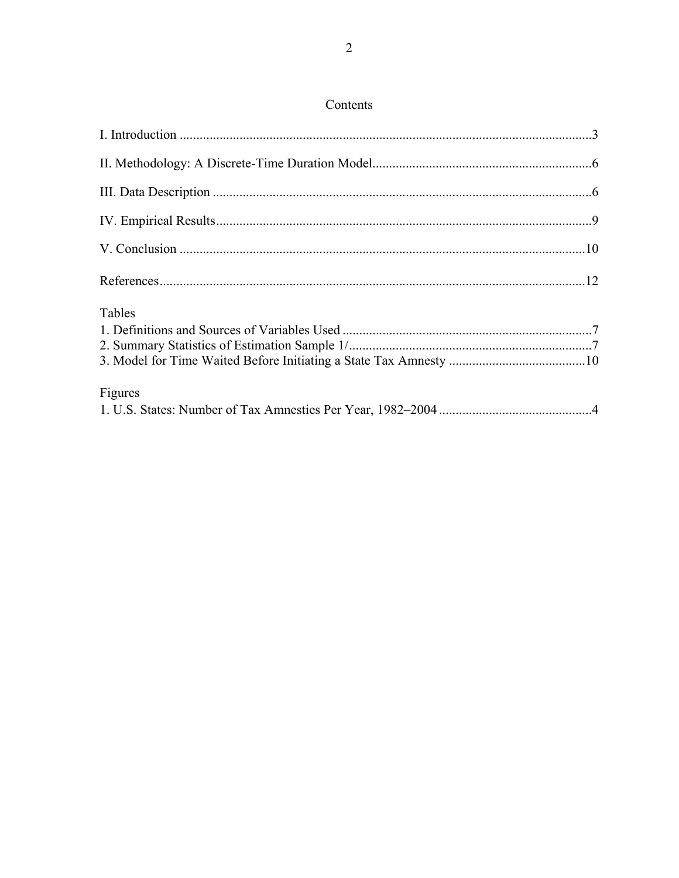## Contents

I. Introduction ..........3

II. Methodology: A Discrete-Time Duration Model..........6

III. Data Description ..........6

IV. Empirical Results..........9

V. Conclusion ..........10

References..........12

Tables

1. Definitions and Sources of Variables Used ..........7
2. Summary Statistics of Estimation Sample 1/..........7
3. Model for Time Waited Before Initiating a State Tax Amnesty ..........10

Figures

1. U.S. States: Number of Tax Amnesties Per Year, 1982–2004 ..........4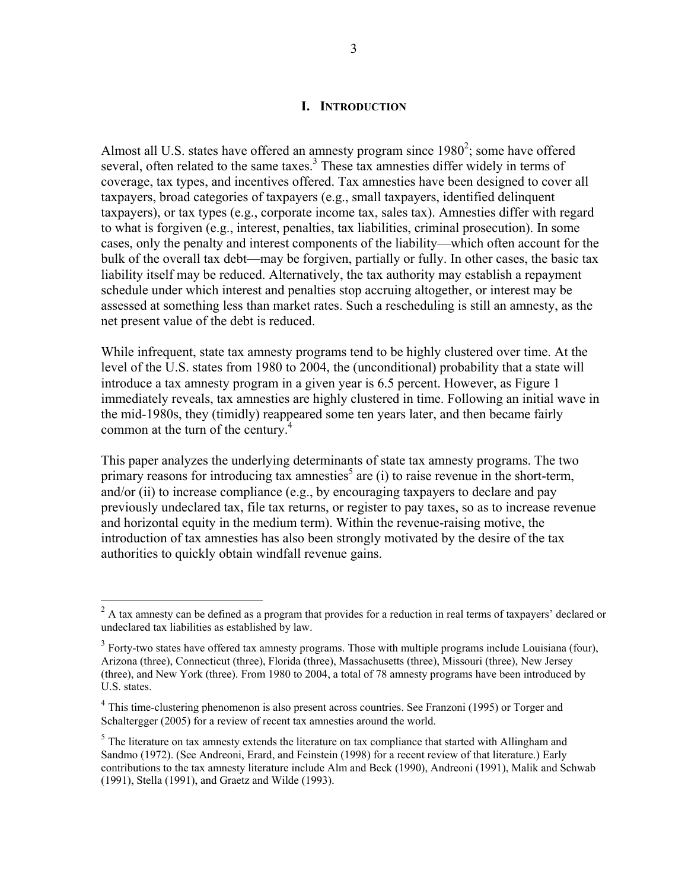# I. Introduction

Almost all U.S. states have offered an amnesty program since 1980[2]; some have offered several, often related to the same taxes.[3] These tax amnesties differ widely in terms of coverage, tax types, and incentives offered. Tax amnesties have been designed to cover all taxpayers, broad categories of taxpayers (e.g., small taxpayers, identified delinquent taxpayers), or tax types (e.g., corporate income tax, sales tax). Amnesties differ with regard to what is forgiven (e.g., interest, penalties, tax liabilities, criminal prosecution). In some cases, only the penalty and interest components of the liability—which often account for the bulk of the overall tax debt—may be forgiven, partially or fully. In other cases, the basic tax liability itself may be reduced. Alternatively, the tax authority may establish a repayment schedule under which interest and penalties stop accruing altogether, or interest may be assessed at something less than market rates. Such a rescheduling is still an amnesty, as the net present value of the debt is reduced.

While infrequent, state tax amnesty programs tend to be highly clustered over time. At the level of the U.S. states from 1980 to 2004, the (unconditional) probability that a state will introduce a tax amnesty program in a given year is 6.5 percent. However, as Figure 1 immediately reveals, tax amnesties are highly clustered in time. Following an initial wave in the mid-1980s, they (timidly) reappeared some ten years later, and then became fairly common at the turn of the century.[4]

This paper analyzes the underlying determinants of state tax amnesty programs. The two primary reasons for introducing tax amnesties[5] are (i) to raise revenue in the short-term, and/or (ii) to increase compliance (e.g., by encouraging taxpayers to declare and pay previously undeclared tax, file tax returns, or register to pay taxes, so as to increase revenue and horizontal equity in the medium term). Within the revenue-raising motive, the introduction of tax amnesties has also been strongly motivated by the desire of the tax authorities to quickly obtain windfall revenue gains.

---

[2] A tax amnesty can be defined as a program that provides for a reduction in real terms of taxpayers' declared or undeclared tax liabilities as established by law.

[3] Forty-two states have offered tax amnesty programs. Those with multiple programs include Louisiana (four), Arizona (three), Connecticut (three), Florida (three), Massachusetts (three), Missouri (three), New Jersey (three), and New York (three). From 1980 to 2004, a total of 78 amnesty programs have been introduced by U.S. states.

[4] This time-clustering phenomenon is also present across countries. See Franzoni (1995) or Torger and Schaltergger (2005) for a review of recent tax amnesties around the world.

[5] The literature on tax amnesty extends the literature on tax compliance that started with Allingham and Sandmo (1972). (See Andreoni, Erard, and Feinstein (1998) for a recent review of that literature.) Early contributions to the tax amnesty literature include Alm and Beck (1990), Andreoni (1991), Malik and Schwab (1991), Stella (1991), and Graetz and Wilde (1993).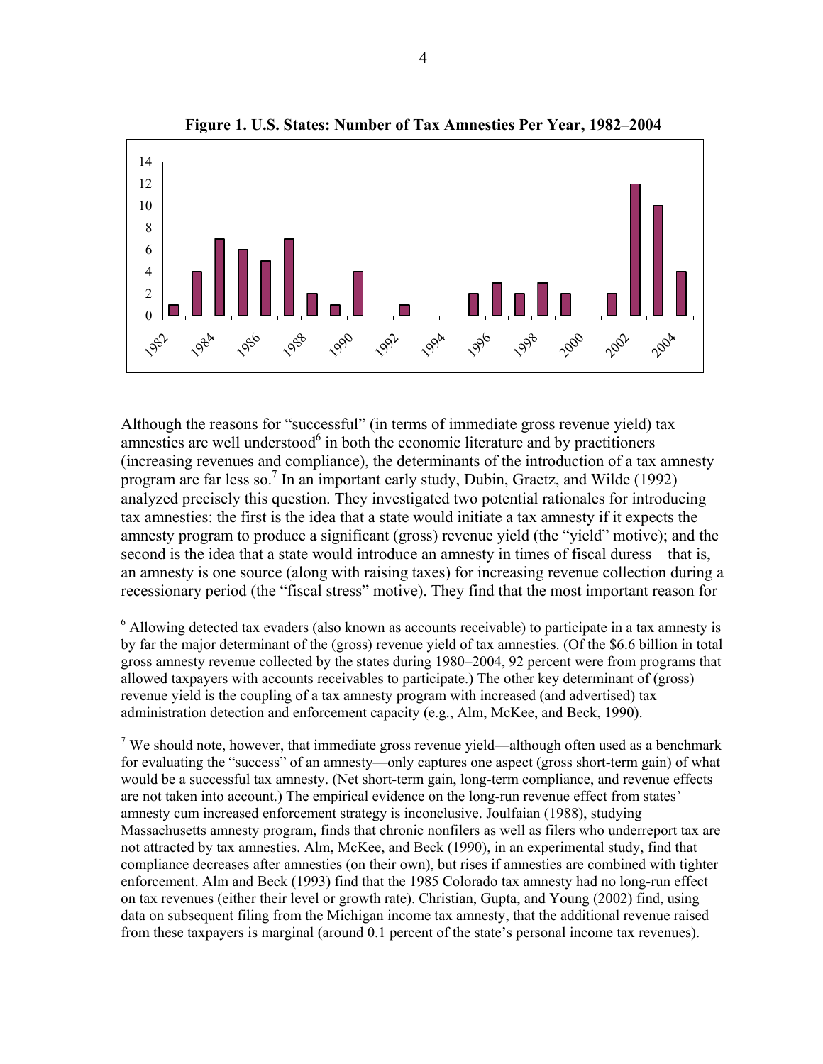**Figure 1. U.S. States: Number of Tax Amnesties Per Year, 1982–2004**

Although the reasons for "successful" (in terms of immediate gross revenue yield) tax amnesties are well understood[6] in both the economic literature and by practitioners (increasing revenues and compliance), the determinants of the introduction of a tax amnesty program are far less so.[7] In an important early study, Dubin, Graetz, and Wilde (1992) analyzed precisely this question. They investigated two potential rationales for introducing tax amnesties: the first is the idea that a state would initiate a tax amnesty if it expects the amnesty program to produce a significant (gross) revenue yield (the "yield" motive); and the second is the idea that a state would introduce an amnesty in times of fiscal duress—that is, an amnesty is one source (along with raising taxes) for increasing revenue collection during a recessionary period (the "fiscal stress" motive). They find that the most important reason for

---

[6] Allowing detected tax evaders (also known as accounts receivable) to participate in a tax amnesty is by far the major determinant of the (gross) revenue yield of tax amnesties. (Of the $6.6 billion in total gross amnesty revenue collected by the states during 1980–2004, 92 percent were from programs that allowed taxpayers with accounts receivables to participate.) The other key determinant of (gross) revenue yield is the coupling of a tax amnesty program with increased (and advertised) tax administration detection and enforcement capacity (e.g., Alm, McKee, and Beck, 1990).

[7] We should note, however, that immediate gross revenue yield—although often used as a benchmark for evaluating the "success" of an amnesty—only captures one aspect (gross short-term gain) of what would be a successful tax amnesty. (Net short-term gain, long-term compliance, and revenue effects are not taken into account.) The empirical evidence on the long-run revenue effect from states' amnesty cum increased enforcement strategy is inconclusive. Joulfaian (1988), studying Massachusetts amnesty program, finds that chronic nonfilers as well as filers who underreport tax are not attracted by tax amnesties. Alm, McKee, and Beck (1990), in an experimental study, find that compliance decreases after amnesties (on their own), but rises if amnesties are combined with tighter enforcement. Alm and Beck (1993) find that the 1985 Colorado tax amnesty had no long-run effect on tax revenues (either their level or growth rate). Christian, Gupta, and Young (2002) find, using data on subsequent filing from the Michigan income tax amnesty, that the additional revenue raised from these taxpayers is marginal (around 0.1 percent of the state's personal income tax revenues).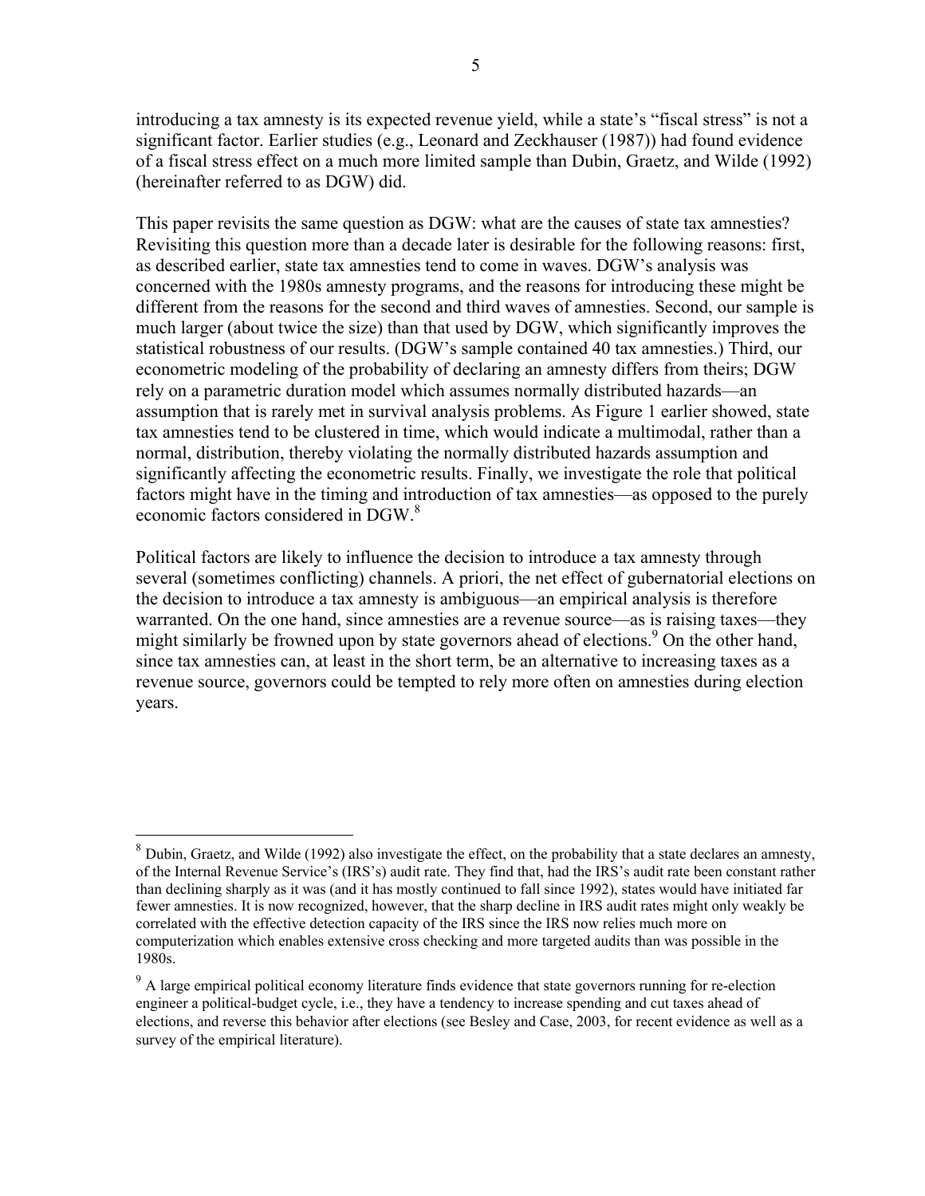introducing a tax amnesty is its expected revenue yield, while a state's "fiscal stress" is not a significant factor. Earlier studies (e.g., Leonard and Zeckhauser (1987)) had found evidence of a fiscal stress effect on a much more limited sample than Dubin, Graetz, and Wilde (1992) (hereinafter referred to as DGW) did.

This paper revisits the same question as DGW: what are the causes of state tax amnesties? Revisiting this question more than a decade later is desirable for the following reasons: first, as described earlier, state tax amnesties tend to come in waves. DGW's analysis was concerned with the 1980s amnesty programs, and the reasons for introducing these might be different from the reasons for the second and third waves of amnesties. Second, our sample is much larger (about twice the size) than that used by DGW, which significantly improves the statistical robustness of our results. (DGW's sample contained 40 tax amnesties.) Third, our econometric modeling of the probability of declaring an amnesty differs from theirs; DGW rely on a parametric duration model which assumes normally distributed hazards—an assumption that is rarely met in survival analysis problems. As Figure 1 earlier showed, state tax amnesties tend to be clustered in time, which would indicate a multimodal, rather than a normal, distribution, thereby violating the normally distributed hazards assumption and significantly affecting the econometric results. Finally, we investigate the role that political factors might have in the timing and introduction of tax amnesties—as opposed to the purely economic factors considered in DGW.[8]

Political factors are likely to influence the decision to introduce a tax amnesty through several (sometimes conflicting) channels. A priori, the net effect of gubernatorial elections on the decision to introduce a tax amnesty is ambiguous—an empirical analysis is therefore warranted. On the one hand, since amnesties are a revenue source—as is raising taxes—they might similarly be frowned upon by state governors ahead of elections.[9] On the other hand, since tax amnesties can, at least in the short term, be an alternative to increasing taxes as a revenue source, governors could be tempted to rely more often on amnesties during election years.

---

[8] Dubin, Graetz, and Wilde (1992) also investigate the effect, on the probability that a state declares an amnesty, of the Internal Revenue Service's (IRS's) audit rate. They find that, had the IRS's audit rate been constant rather than declining sharply as it was (and it has mostly continued to fall since 1992), states would have initiated far fewer amnesties. It is now recognized, however, that the sharp decline in IRS audit rates might only weakly be correlated with the effective detection capacity of the IRS since the IRS now relies much more on computerization which enables extensive cross checking and more targeted audits than was possible in the 1980s.

[9] A large empirical political economy literature finds evidence that state governors running for re-election engineer a political-budget cycle, i.e., they have a tendency to increase spending and cut taxes ahead of elections, and reverse this behavior after elections (see Besley and Case, 2003, for recent evidence as well as a survey of the empirical literature).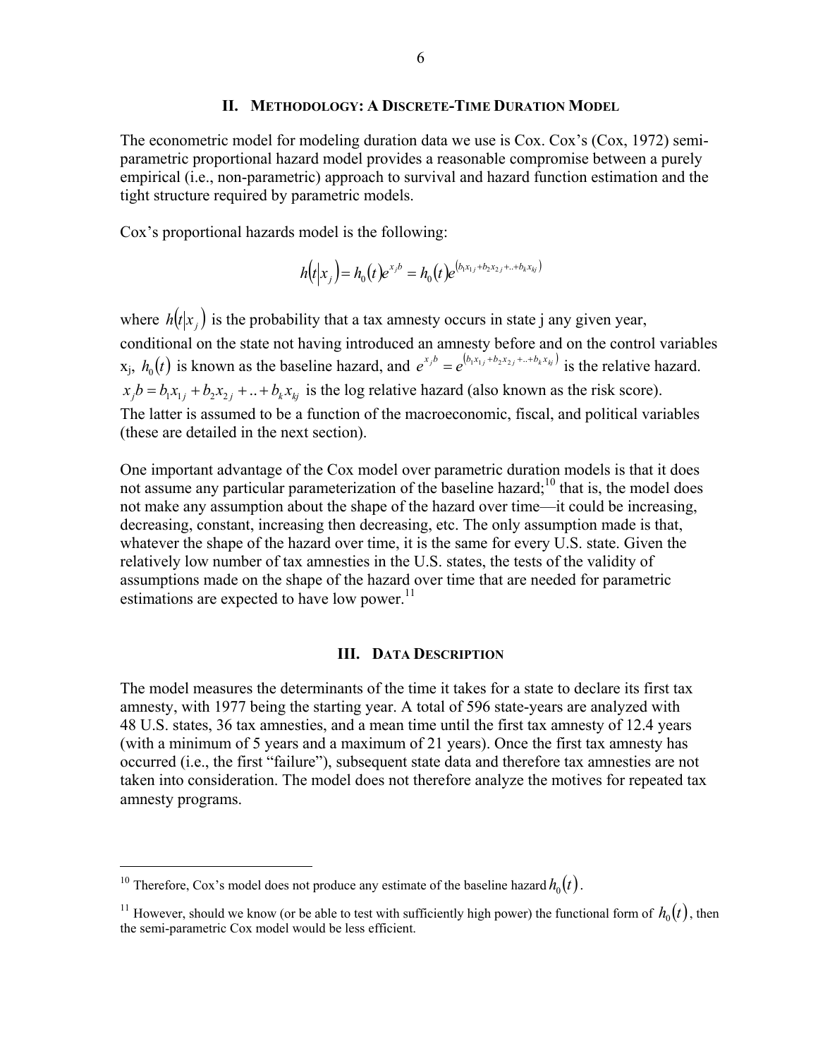## II. Methodology: A Discrete-Time Duration Model

The econometric model for modeling duration data we use is Cox. Cox's (Cox, 1972) semi-parametric proportional hazard model provides a reasonable compromise between a purely empirical (i.e., non-parametric) approach to survival and hazard function estimation and the tight structure required by parametric models.

Cox's proportional hazards model is the following:

$$h(t|x_j) = h_0(t)e^{x_j b} = h_0(t)e^{(b_1 x_{1j} + b_2 x_{2j} + .. + b_k x_{kj})}$$

where $h(t|x_j)$ is the probability that a tax amnesty occurs in state j any given year, conditional on the state not having introduced an amnesty before and on the control variables $x_j$, $h_0(t)$ is known as the baseline hazard, and $e^{x_j b} = e^{(b_1 x_{1j} + b_2 x_{2j} + .. + b_k x_{kj})}$ is the relative hazard. $x_j b = b_1 x_{1j} + b_2 x_{2j} + .. + b_k x_{kj}$ is the log relative hazard (also known as the risk score). The latter is assumed to be a function of the macroeconomic, fiscal, and political variables (these are detailed in the next section).

One important advantage of the Cox model over parametric duration models is that it does not assume any particular parameterization of the baseline hazard;[10] that is, the model does not make any assumption about the shape of the hazard over time—it could be increasing, decreasing, constant, increasing then decreasing, etc. The only assumption made is that, whatever the shape of the hazard over time, it is the same for every U.S. state. Given the relatively low number of tax amnesties in the U.S. states, the tests of the validity of assumptions made on the shape of the hazard over time that are needed for parametric estimations are expected to have low power.[11]

## III. Data Description

The model measures the determinants of the time it takes for a state to declare its first tax amnesty, with 1977 being the starting year. A total of 596 state-years are analyzed with 48 U.S. states, 36 tax amnesties, and a mean time until the first tax amnesty of 12.4 years (with a minimum of 5 years and a maximum of 21 years). Once the first tax amnesty has occurred (i.e., the first "failure"), subsequent state data and therefore tax amnesties are not taken into consideration. The model does not therefore analyze the motives for repeated tax amnesty programs.

---

[10] Therefore, Cox's model does not produce any estimate of the baseline hazard $h_0(t)$.

[11] However, should we know (or be able to test with sufficiently high power) the functional form of $h_0(t)$, then the semi-parametric Cox model would be less efficient.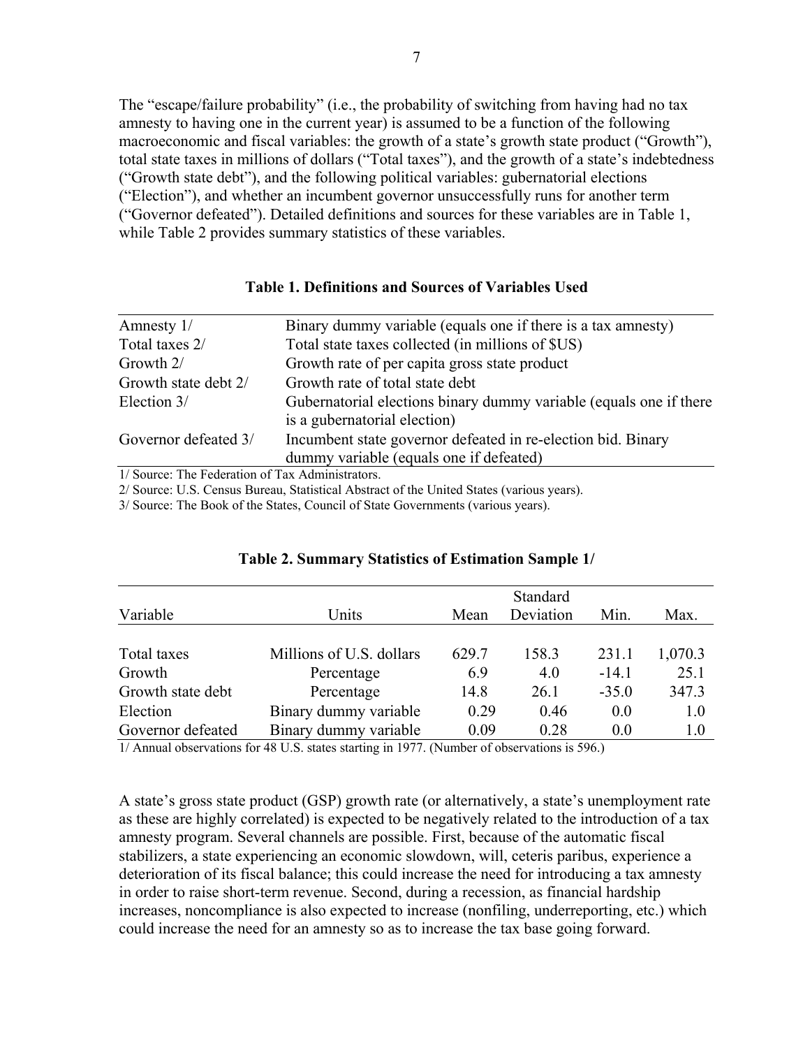The "escape/failure probability" (i.e., the probability of switching from having had no tax amnesty to having one in the current year) is assumed to be a function of the following macroeconomic and fiscal variables: the growth of a state's growth state product ("Growth"), total state taxes in millions of dollars ("Total taxes"), and the growth of a state's indebtedness ("Growth state debt"), and the following political variables: gubernatorial elections ("Election"), and whether an incumbent governor unsuccessfully runs for another term ("Governor defeated"). Detailed definitions and sources for these variables are in Table 1, while Table 2 provides summary statistics of these variables.

**Table 1. Definitions and Sources of Variables Used**

| | |
|---|---|
| Amnesty 1/ | Binary dummy variable (equals one if there is a tax amnesty) |
| Total taxes 2/ | Total state taxes collected (in millions of $US) |
| Growth 2/ | Growth rate of per capita gross state product |
| Growth state debt 2/ | Growth rate of total state debt |
| Election 3/ | Gubernatorial elections binary dummy variable (equals one if there is a gubernatorial election) |
| Governor defeated 3/ | Incumbent state governor defeated in re-election bid. Binary dummy variable (equals one if defeated) |

1/ Source: The Federation of Tax Administrators.

2/ Source: U.S. Census Bureau, Statistical Abstract of the United States (various years).

3/ Source: The Book of the States, Council of State Governments (various years).

**Table 2. Summary Statistics of Estimation Sample 1/**

| Variable | Units | Mean | Standard Deviation | Min. | Max. |
|---|---|---|---|---|---|
| Total taxes | Millions of U.S. dollars | 629.7 | 158.3 | 231.1 | 1,070.3 |
| Growth | Percentage | 6.9 | 4.0 | -14.1 | 25.1 |
| Growth state debt | Percentage | 14.8 | 26.1 | -35.0 | 347.3 |
| Election | Binary dummy variable | 0.29 | 0.46 | 0.0 | 1.0 |
| Governor defeated | Binary dummy variable | 0.09 | 0.28 | 0.0 | 1.0 |

1/ Annual observations for 48 U.S. states starting in 1977. (Number of observations is 596.)

A state's gross state product (GSP) growth rate (or alternatively, a state's unemployment rate as these are highly correlated) is expected to be negatively related to the introduction of a tax amnesty program. Several channels are possible. First, because of the automatic fiscal stabilizers, a state experiencing an economic slowdown, will, ceteris paribus, experience a deterioration of its fiscal balance; this could increase the need for introducing a tax amnesty in order to raise short-term revenue. Second, during a recession, as financial hardship increases, noncompliance is also expected to increase (nonfiling, underreporting, etc.) which could increase the need for an amnesty so as to increase the tax base going forward.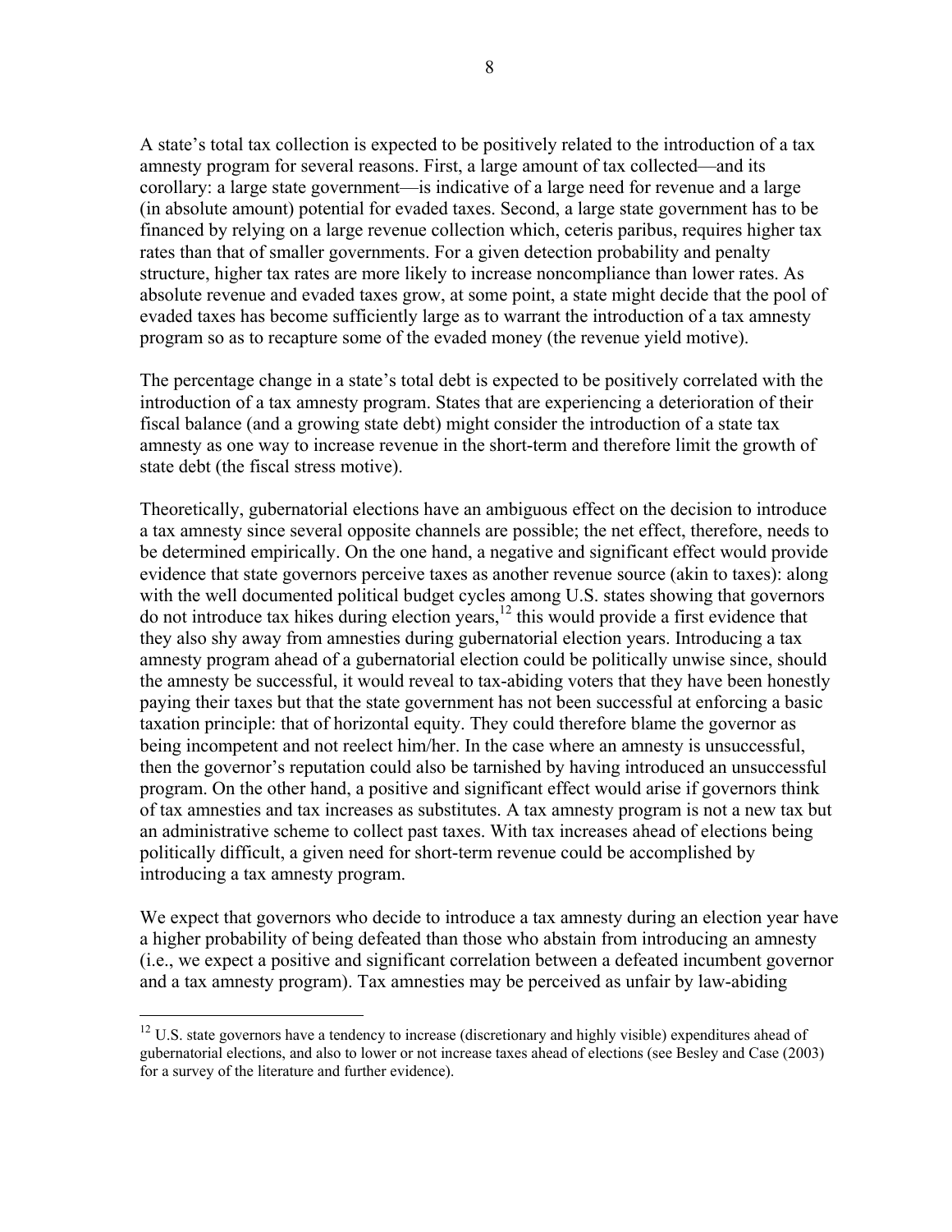A state's total tax collection is expected to be positively related to the introduction of a tax amnesty program for several reasons. First, a large amount of tax collected—and its corollary: a large state government—is indicative of a large need for revenue and a large (in absolute amount) potential for evaded taxes. Second, a large state government has to be financed by relying on a large revenue collection which, ceteris paribus, requires higher tax rates than that of smaller governments. For a given detection probability and penalty structure, higher tax rates are more likely to increase noncompliance than lower rates. As absolute revenue and evaded taxes grow, at some point, a state might decide that the pool of evaded taxes has become sufficiently large as to warrant the introduction of a tax amnesty program so as to recapture some of the evaded money (the revenue yield motive).

The percentage change in a state's total debt is expected to be positively correlated with the introduction of a tax amnesty program. States that are experiencing a deterioration of their fiscal balance (and a growing state debt) might consider the introduction of a state tax amnesty as one way to increase revenue in the short-term and therefore limit the growth of state debt (the fiscal stress motive).

Theoretically, gubernatorial elections have an ambiguous effect on the decision to introduce a tax amnesty since several opposite channels are possible; the net effect, therefore, needs to be determined empirically. On the one hand, a negative and significant effect would provide evidence that state governors perceive taxes as another revenue source (akin to taxes): along with the well documented political budget cycles among U.S. states showing that governors do not introduce tax hikes during election years,[12] this would provide a first evidence that they also shy away from amnesties during gubernatorial election years. Introducing a tax amnesty program ahead of a gubernatorial election could be politically unwise since, should the amnesty be successful, it would reveal to tax-abiding voters that they have been honestly paying their taxes but that the state government has not been successful at enforcing a basic taxation principle: that of horizontal equity. They could therefore blame the governor as being incompetent and not reelect him/her. In the case where an amnesty is unsuccessful, then the governor's reputation could also be tarnished by having introduced an unsuccessful program. On the other hand, a positive and significant effect would arise if governors think of tax amnesties and tax increases as substitutes. A tax amnesty program is not a new tax but an administrative scheme to collect past taxes. With tax increases ahead of elections being politically difficult, a given need for short-term revenue could be accomplished by introducing a tax amnesty program.

We expect that governors who decide to introduce a tax amnesty during an election year have a higher probability of being defeated than those who abstain from introducing an amnesty (i.e., we expect a positive and significant correlation between a defeated incumbent governor and a tax amnesty program). Tax amnesties may be perceived as unfair by law-abiding

[12] U.S. state governors have a tendency to increase (discretionary and highly visible) expenditures ahead of gubernatorial elections, and also to lower or not increase taxes ahead of elections (see Besley and Case (2003) for a survey of the literature and further evidence).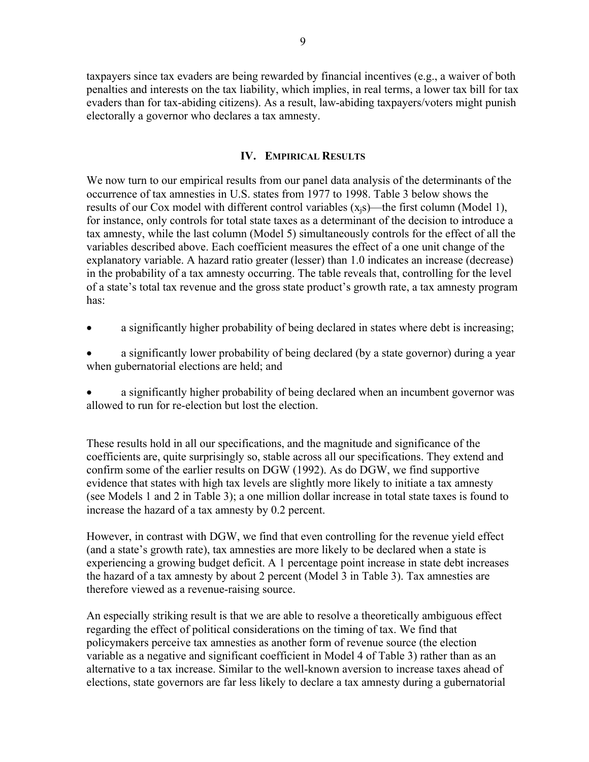taxpayers since tax evaders are being rewarded by financial incentives (e.g., a waiver of both penalties and interests on the tax liability, which implies, in real terms, a lower tax bill for tax evaders than for tax-abiding citizens). As a result, law-abiding taxpayers/voters might punish electorally a governor who declares a tax amnesty.

## IV. Empirical Results

We now turn to our empirical results from our panel data analysis of the determinants of the occurrence of tax amnesties in U.S. states from 1977 to 1998. Table 3 below shows the results of our Cox model with different control variables ($x_j$s)—the first column (Model 1), for instance, only controls for total state taxes as a determinant of the decision to introduce a tax amnesty, while the last column (Model 5) simultaneously controls for the effect of all the variables described above. Each coefficient measures the effect of a one unit change of the explanatory variable. A hazard ratio greater (lesser) than 1.0 indicates an increase (decrease) in the probability of a tax amnesty occurring. The table reveals that, controlling for the level of a state's total tax revenue and the gross state product's growth rate, a tax amnesty program has:

- a significantly higher probability of being declared in states where debt is increasing;
- a significantly lower probability of being declared (by a state governor) during a year when gubernatorial elections are held; and
- a significantly higher probability of being declared when an incumbent governor was allowed to run for re-election but lost the election.

These results hold in all our specifications, and the magnitude and significance of the coefficients are, quite surprisingly so, stable across all our specifications. They extend and confirm some of the earlier results on DGW (1992). As do DGW, we find supportive evidence that states with high tax levels are slightly more likely to initiate a tax amnesty (see Models 1 and 2 in Table 3); a one million dollar increase in total state taxes is found to increase the hazard of a tax amnesty by 0.2 percent.

However, in contrast with DGW, we find that even controlling for the revenue yield effect (and a state's growth rate), tax amnesties are more likely to be declared when a state is experiencing a growing budget deficit. A 1 percentage point increase in state debt increases the hazard of a tax amnesty by about 2 percent (Model 3 in Table 3). Tax amnesties are therefore viewed as a revenue-raising source.

An especially striking result is that we are able to resolve a theoretically ambiguous effect regarding the effect of political considerations on the timing of tax. We find that policymakers perceive tax amnesties as another form of revenue source (the election variable as a negative and significant coefficient in Model 4 of Table 3) rather than as an alternative to a tax increase. Similar to the well-known aversion to increase taxes ahead of elections, state governors are far less likely to declare a tax amnesty during a gubernatorial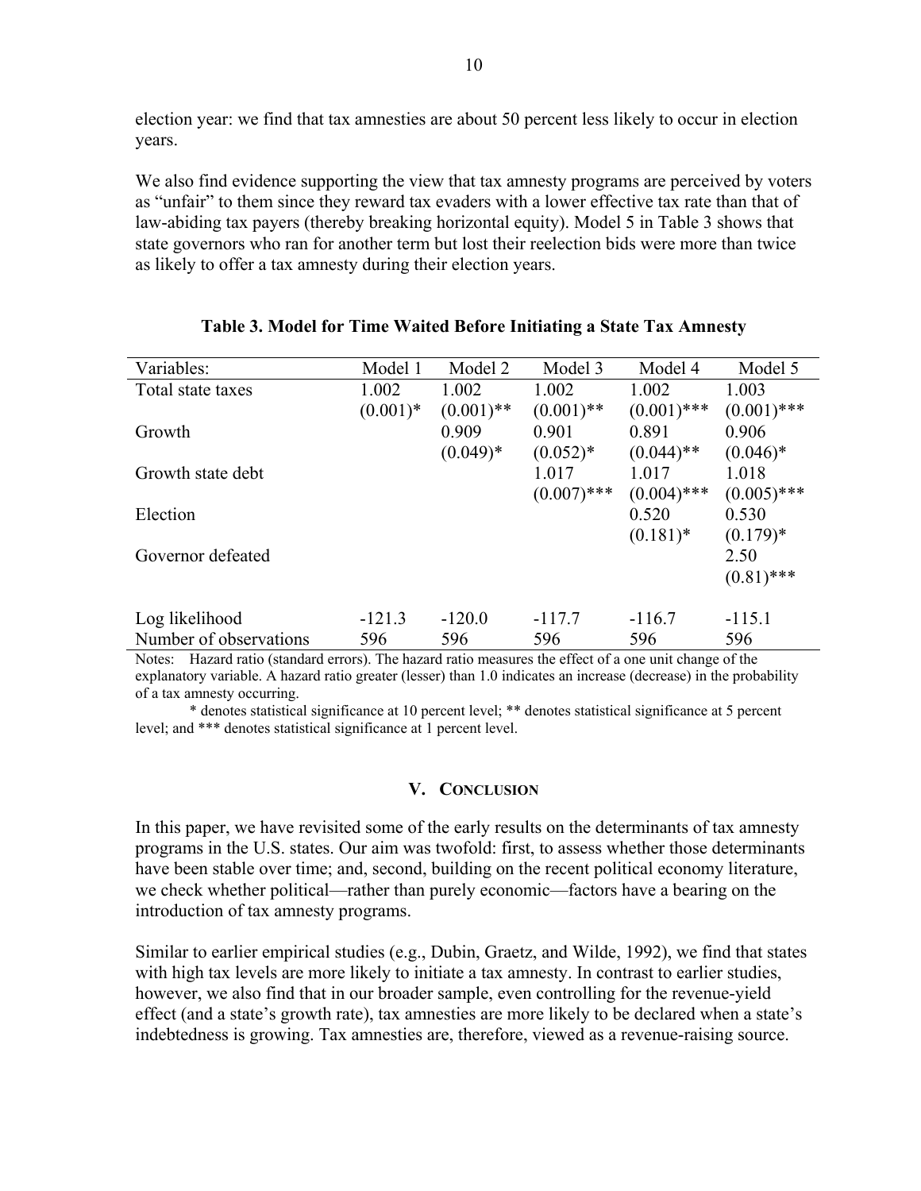election year: we find that tax amnesties are about 50 percent less likely to occur in election years.

We also find evidence supporting the view that tax amnesty programs are perceived by voters as "unfair" to them since they reward tax evaders with a lower effective tax rate than that of law-abiding tax payers (thereby breaking horizontal equity). Model 5 in Table 3 shows that state governors who ran for another term but lost their reelection bids were more than twice as likely to offer a tax amnesty during their election years.

**Table 3. Model for Time Waited Before Initiating a State Tax Amnesty**

| Variables: | Model 1 | Model 2 | Model 3 | Model 4 | Model 5 |
|---|---|---|---|---|---|
| Total state taxes | 1.002 | 1.002 | 1.002 | 1.002 | 1.003 |
| | (0.001)* | (0.001)** | (0.001)** | (0.001)*** | (0.001)*** |
| Growth | | 0.909 | 0.901 | 0.891 | 0.906 |
| | | (0.049)* | (0.052)* | (0.044)** | (0.046)* |
| Growth state debt | | | 1.017 | 1.017 | 1.018 |
| | | | (0.007)*** | (0.004)*** | (0.005)*** |
| Election | | | | 0.520 | 0.530 |
| | | | | (0.181)* | (0.179)* |
| Governor defeated | | | | | 2.50 |
| | | | | | (0.81)*** |
| Log likelihood | -121.3 | -120.0 | -117.7 | -116.7 | -115.1 |
| Number of observations | 596 | 596 | 596 | 596 | 596 |

Notes: Hazard ratio (standard errors). The hazard ratio measures the effect of a one unit change of the explanatory variable. A hazard ratio greater (lesser) than 1.0 indicates an increase (decrease) in the probability of a tax amnesty occurring.

\* denotes statistical significance at 10 percent level; ** denotes statistical significance at 5 percent level; and *** denotes statistical significance at 1 percent level.

## V. Conclusion

In this paper, we have revisited some of the early results on the determinants of tax amnesty programs in the U.S. states. Our aim was twofold: first, to assess whether those determinants have been stable over time; and, second, building on the recent political economy literature, we check whether political—rather than purely economic—factors have a bearing on the introduction of tax amnesty programs.

Similar to earlier empirical studies (e.g., Dubin, Graetz, and Wilde, 1992), we find that states with high tax levels are more likely to initiate a tax amnesty. In contrast to earlier studies, however, we also find that in our broader sample, even controlling for the revenue-yield effect (and a state's growth rate), tax amnesties are more likely to be declared when a state's indebtedness is growing. Tax amnesties are, therefore, viewed as a revenue-raising source.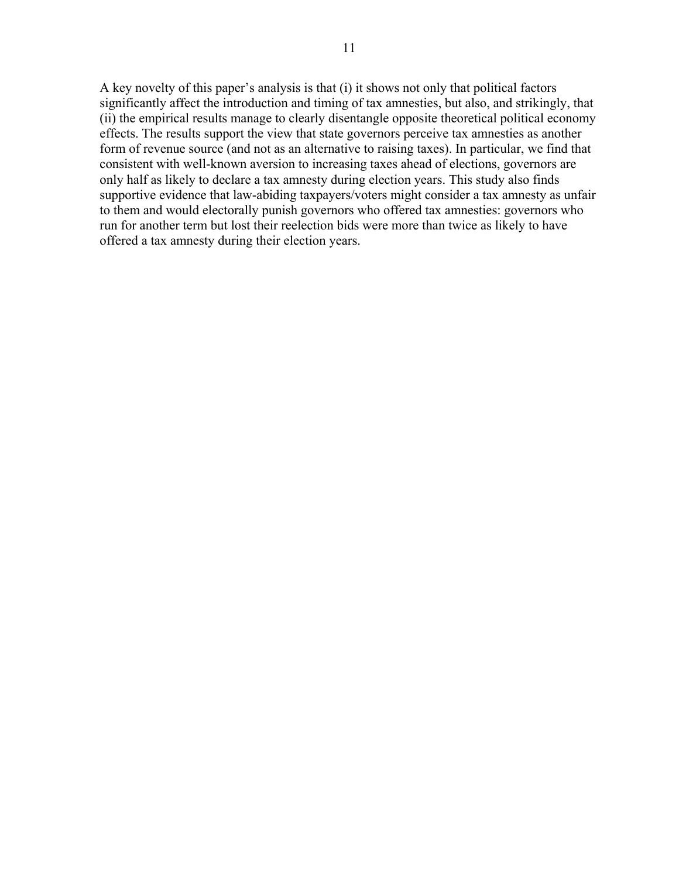A key novelty of this paper's analysis is that (i) it shows not only that political factors significantly affect the introduction and timing of tax amnesties, but also, and strikingly, that (ii) the empirical results manage to clearly disentangle opposite theoretical political economy effects. The results support the view that state governors perceive tax amnesties as another form of revenue source (and not as an alternative to raising taxes). In particular, we find that consistent with well-known aversion to increasing taxes ahead of elections, governors are only half as likely to declare a tax amnesty during election years. This study also finds supportive evidence that law-abiding taxpayers/voters might consider a tax amnesty as unfair to them and would electorally punish governors who offered tax amnesties: governors who run for another term but lost their reelection bids were more than twice as likely to have offered a tax amnesty during their election years.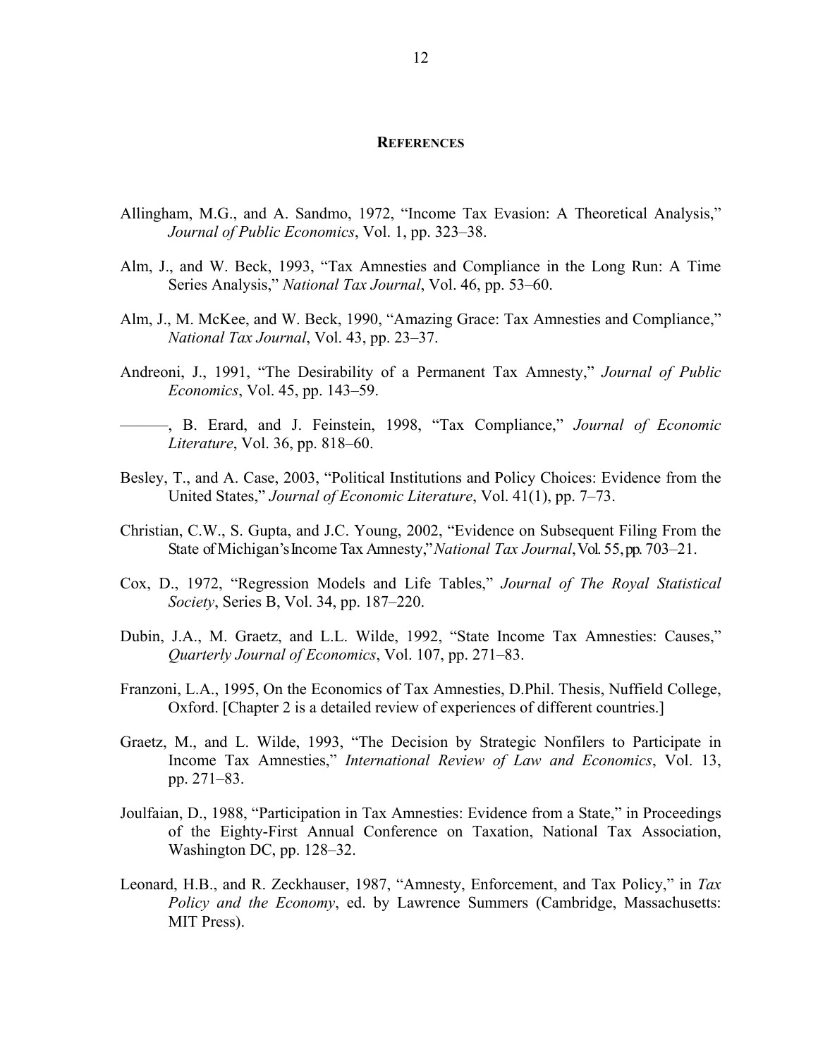## References

Allingham, M.G., and A. Sandmo, 1972, "Income Tax Evasion: A Theoretical Analysis," *Journal of Public Economics*, Vol. 1, pp. 323–38.

Alm, J., and W. Beck, 1993, "Tax Amnesties and Compliance in the Long Run: A Time Series Analysis," *National Tax Journal*, Vol. 46, pp. 53–60.

Alm, J., M. McKee, and W. Beck, 1990, "Amazing Grace: Tax Amnesties and Compliance," *National Tax Journal*, Vol. 43, pp. 23–37.

Andreoni, J., 1991, "The Desirability of a Permanent Tax Amnesty," *Journal of Public Economics*, Vol. 45, pp. 143–59.

———, B. Erard, and J. Feinstein, 1998, "Tax Compliance," *Journal of Economic Literature*, Vol. 36, pp. 818–60.

Besley, T., and A. Case, 2003, "Political Institutions and Policy Choices: Evidence from the United States," *Journal of Economic Literature*, Vol. 41(1), pp. 7–73.

Christian, C.W., S. Gupta, and J.C. Young, 2002, "Evidence on Subsequent Filing From the State of Michigan's Income Tax Amnesty," *National Tax Journal*, Vol. 55, pp. 703–21.

Cox, D., 1972, "Regression Models and Life Tables," *Journal of The Royal Statistical Society*, Series B, Vol. 34, pp. 187–220.

Dubin, J.A., M. Graetz, and L.L. Wilde, 1992, "State Income Tax Amnesties: Causes," *Quarterly Journal of Economics*, Vol. 107, pp. 271–83.

Franzoni, L.A., 1995, On the Economics of Tax Amnesties, D.Phil. Thesis, Nuffield College, Oxford. [Chapter 2 is a detailed review of experiences of different countries.]

Graetz, M., and L. Wilde, 1993, "The Decision by Strategic Nonfilers to Participate in Income Tax Amnesties," *International Review of Law and Economics*, Vol. 13, pp. 271–83.

Joulfaian, D., 1988, "Participation in Tax Amnesties: Evidence from a State," in Proceedings of the Eighty-First Annual Conference on Taxation, National Tax Association, Washington DC, pp. 128–32.

Leonard, H.B., and R. Zeckhauser, 1987, "Amnesty, Enforcement, and Tax Policy," in *Tax Policy and the Economy*, ed. by Lawrence Summers (Cambridge, Massachusetts: MIT Press).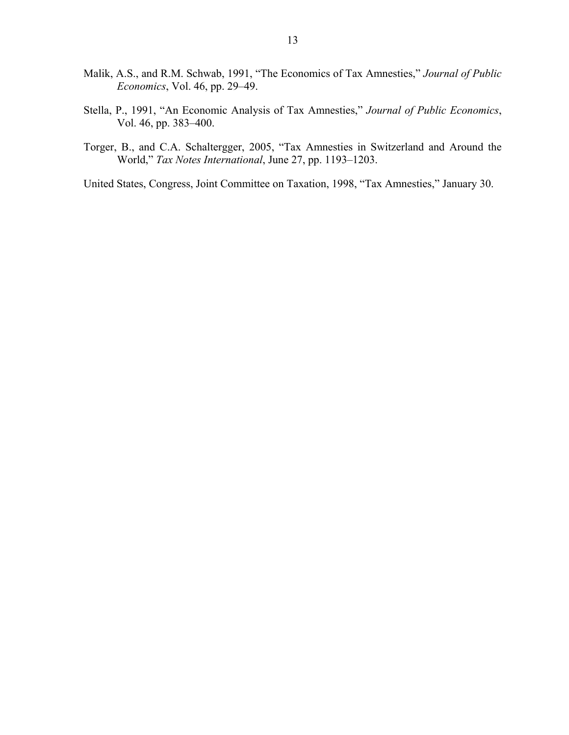Malik, A.S., and R.M. Schwab, 1991, "The Economics of Tax Amnesties," *Journal of Public Economics*, Vol. 46, pp. 29–49.

Stella, P., 1991, "An Economic Analysis of Tax Amnesties," *Journal of Public Economics*, Vol. 46, pp. 383–400.

Torger, B., and C.A. Schaltergger, 2005, "Tax Amnesties in Switzerland and Around the World," *Tax Notes International*, June 27, pp. 1193–1203.

United States, Congress, Joint Committee on Taxation, 1998, "Tax Amnesties," January 30.